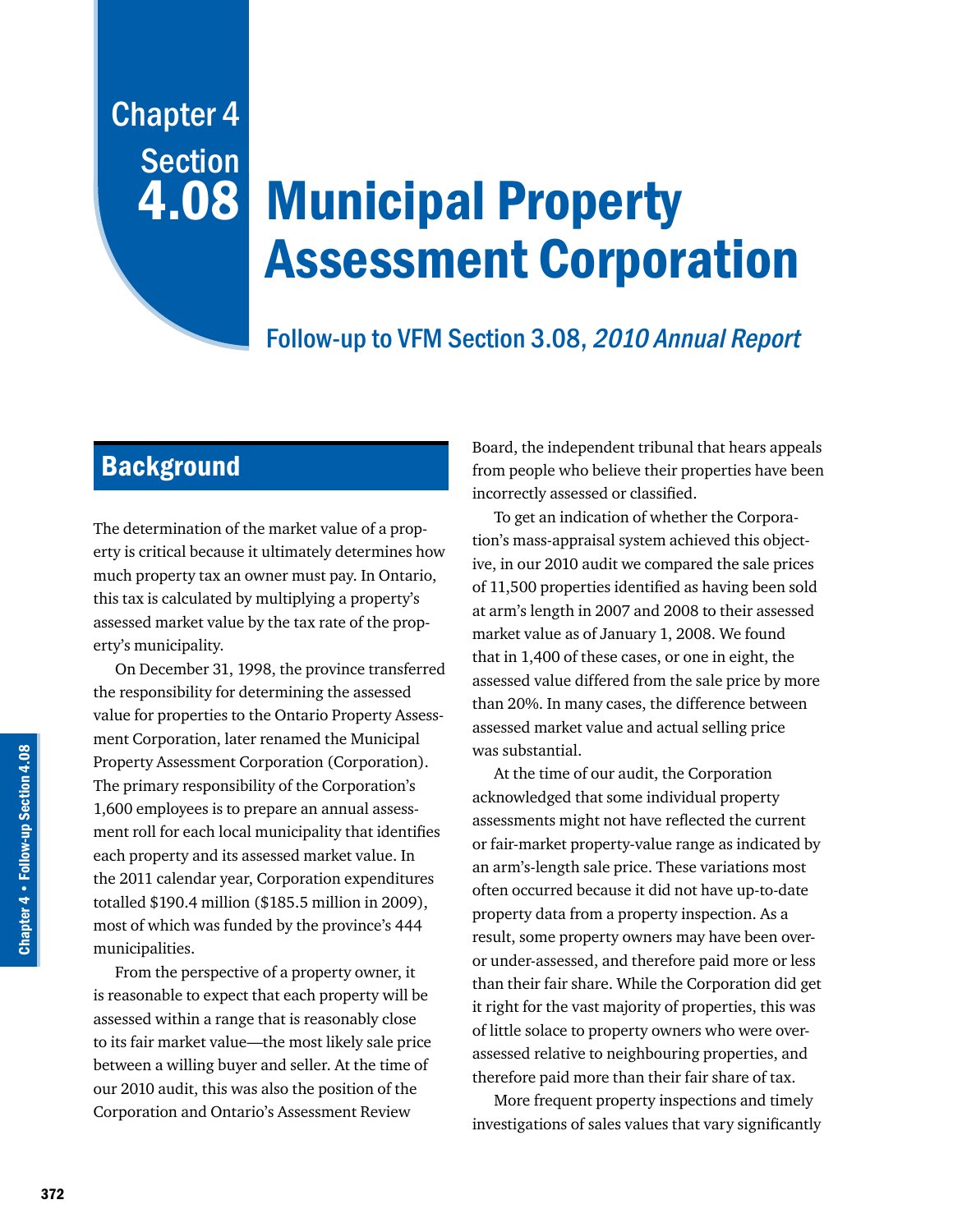# Chapter 4 Section 4.08 Municipal Property Assessment Corporation

Follow-up to VFM Section 3.08, *2010 Annual Report*

## Background

The determination of the market value of a property is critical because it ultimately determines how much property tax an owner must pay. In Ontario, this tax is calculated by multiplying a property's assessed market value by the tax rate of the property's municipality.

On December 31, 1998, the province transferred the responsibility for determining the assessed value for properties to the Ontario Property Assessment Corporation, later renamed the Municipal Property Assessment Corporation (Corporation). The primary responsibility of the Corporation's 1,600 employees is to prepare an annual assessment roll for each local municipality that identifies each property and its assessed market value. In the 2011 calendar year, Corporation expenditures totalled $190.4 million ($185.5 million in 2009), most of which was funded by the province's 444 municipalities.

From the perspective of a property owner, it is reasonable to expect that each property will be assessed within a range that is reasonably close to its fair market value—the most likely sale price between a willing buyer and seller. At the time of our 2010 audit, this was also the position of the Corporation and Ontario's Assessment Review Board, the independent tribunal that hears appeals from people who believe their properties have been incorrectly assessed or classified.

To get an indication of whether the Corporation's mass-appraisal system achieved this objective, in our 2010 audit we compared the sale prices of 11,500 properties identified as having been sold at arm's length in 2007 and 2008 to their assessed market value as of January 1, 2008. We found that in 1,400 of these cases, or one in eight, the assessed value differed from the sale price by more than 20%. In many cases, the difference between assessed market value and actual selling price was substantial.

At the time of our audit, the Corporation acknowledged that some individual property assessments might not have reflected the current or fair-market property-value range as indicated by an arm's-length sale price. These variations most often occurred because it did not have up-to-date property data from a property inspection. As a result, some property owners may have been over- or under-assessed, and therefore paid more or less than their fair share. While the Corporation did get it right for the vast majority of properties, this was of little solace to property owners who were over-assessed relative to neighbouring properties, and therefore paid more than their fair share of tax.

More frequent property inspections and timely investigations of sales values that vary significantly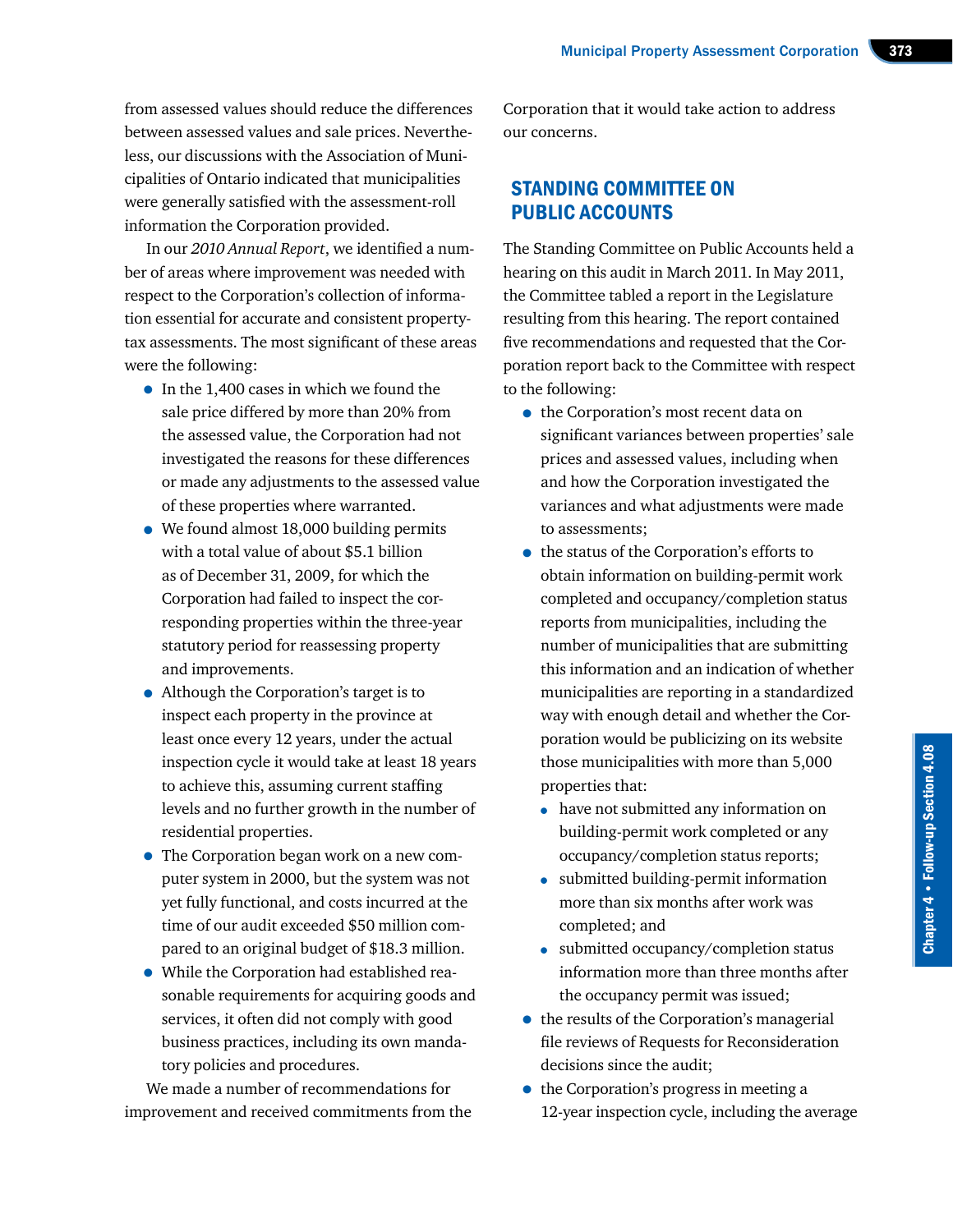from assessed values should reduce the differences between assessed values and sale prices. Nevertheless, our discussions with the Association of Municipalities of Ontario indicated that municipalities were generally satisfied with the assessment-roll information the Corporation provided.

In our *2010 Annual Report*, we identified a number of areas where improvement was needed with respect to the Corporation's collection of information essential for accurate and consistent property-tax assessments. The most significant of these areas were the following:

- In the 1,400 cases in which we found the sale price differed by more than 20% from the assessed value, the Corporation had not investigated the reasons for these differences or made any adjustments to the assessed value of these properties where warranted.
- We found almost 18,000 building permits with a total value of about $5.1 billion as of December 31, 2009, for which the Corporation had failed to inspect the corresponding properties within the three-year statutory period for reassessing property and improvements.
- Although the Corporation's target is to inspect each property in the province at least once every 12 years, under the actual inspection cycle it would take at least 18 years to achieve this, assuming current staffing levels and no further growth in the number of residential properties.
- The Corporation began work on a new computer system in 2000, but the system was not yet fully functional, and costs incurred at the time of our audit exceeded $50 million compared to an original budget of $18.3 million.
- While the Corporation had established reasonable requirements for acquiring goods and services, it often did not comply with good business practices, including its own mandatory policies and procedures.

We made a number of recommendations for improvement and received commitments from the Corporation that it would take action to address our concerns.

## STANDING COMMITTEE ON PUBLIC ACCOUNTS

The Standing Committee on Public Accounts held a hearing on this audit in March 2011. In May 2011, the Committee tabled a report in the Legislature resulting from this hearing. The report contained five recommendations and requested that the Corporation report back to the Committee with respect to the following:

- the Corporation's most recent data on significant variances between properties' sale prices and assessed values, including when and how the Corporation investigated the variances and what adjustments were made to assessments;
- the status of the Corporation's efforts to obtain information on building-permit work completed and occupancy/completion status reports from municipalities, including the number of municipalities that are submitting this information and an indication of whether municipalities are reporting in a standardized way with enough detail and whether the Corporation would be publicizing on its website those municipalities with more than 5,000 properties that:
  - have not submitted any information on building-permit work completed or any occupancy/completion status reports;
  - submitted building-permit information more than six months after work was completed; and
  - submitted occupancy/completion status information more than three months after the occupancy permit was issued;
- the results of the Corporation's managerial file reviews of Requests for Reconsideration decisions since the audit;
- the Corporation's progress in meeting a 12-year inspection cycle, including the average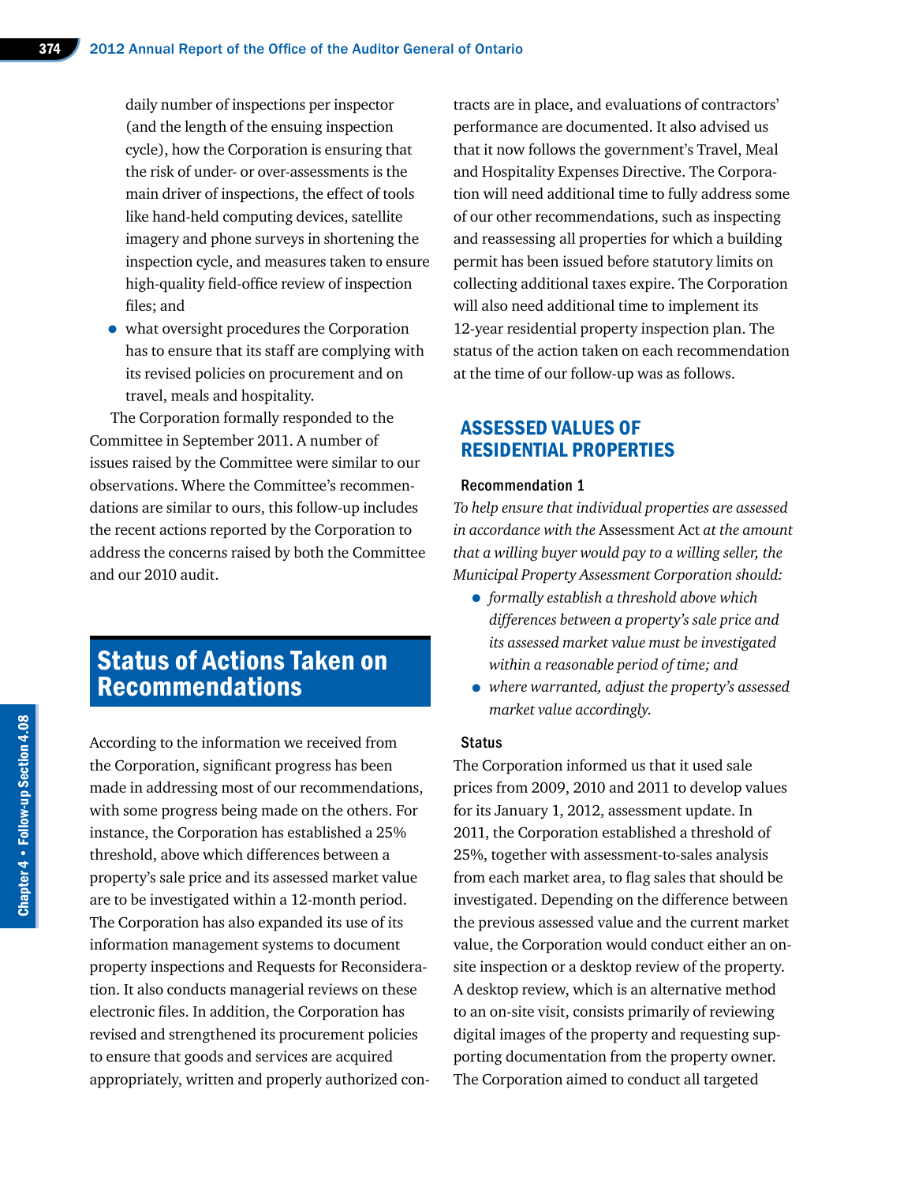daily number of inspections per inspector (and the length of the ensuing inspection cycle), how the Corporation is ensuring that the risk of under- or over-assessments is the main driver of inspections, the effect of tools like hand-held computing devices, satellite imagery and phone surveys in shortening the inspection cycle, and measures taken to ensure high-quality field-office review of inspection files; and

- what oversight procedures the Corporation has to ensure that its staff are complying with its revised policies on procurement and on travel, meals and hospitality.

The Corporation formally responded to the Committee in September 2011. A number of issues raised by the Committee were similar to our observations. Where the Committee's recommendations are similar to ours, this follow-up includes the recent actions reported by the Corporation to address the concerns raised by both the Committee and our 2010 audit.

# Status of Actions Taken on Recommendations

According to the information we received from the Corporation, significant progress has been made in addressing most of our recommendations, with some progress being made on the others. For instance, the Corporation has established a 25% threshold, above which differences between a property's sale price and its assessed market value are to be investigated within a 12-month period. The Corporation has also expanded its use of its information management systems to document property inspections and Requests for Reconsideration. It also conducts managerial reviews on these electronic files. In addition, the Corporation has revised and strengthened its procurement policies to ensure that goods and services are acquired appropriately, written and properly authorized contracts are in place, and evaluations of contractors' performance are documented. It also advised us that it now follows the government's Travel, Meal and Hospitality Expenses Directive. The Corporation will need additional time to fully address some of our other recommendations, such as inspecting and reassessing all properties for which a building permit has been issued before statutory limits on collecting additional taxes expire. The Corporation will also need additional time to implement its 12-year residential property inspection plan. The status of the action taken on each recommendation at the time of our follow-up was as follows.

## ASSESSED VALUES OF RESIDENTIAL PROPERTIES

### Recommendation 1

*To help ensure that individual properties are assessed in accordance with the* Assessment Act *at the amount that a willing buyer would pay to a willing seller, the Municipal Property Assessment Corporation should:*

- *formally establish a threshold above which differences between a property's sale price and its assessed market value must be investigated within a reasonable period of time; and*
- *where warranted, adjust the property's assessed market value accordingly.*

### Status

The Corporation informed us that it used sale prices from 2009, 2010 and 2011 to develop values for its January 1, 2012, assessment update. In 2011, the Corporation established a threshold of 25%, together with assessment-to-sales analysis from each market area, to flag sales that should be investigated. Depending on the difference between the previous assessed value and the current market value, the Corporation would conduct either an on-site inspection or a desktop review of the property. A desktop review, which is an alternative method to an on-site visit, consists primarily of reviewing digital images of the property and requesting supporting documentation from the property owner. The Corporation aimed to conduct all targeted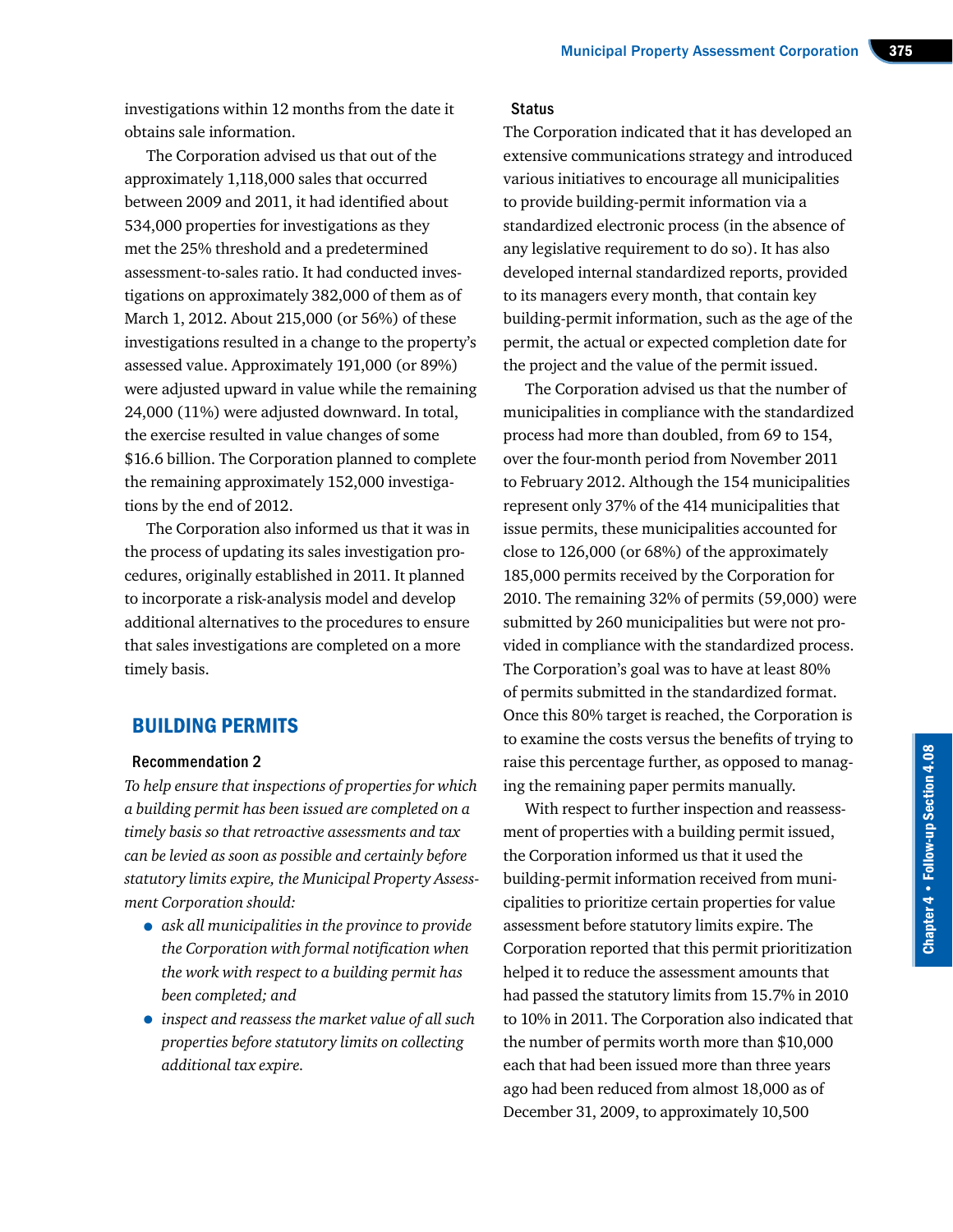investigations within 12 months from the date it obtains sale information.

The Corporation advised us that out of the approximately 1,118,000 sales that occurred between 2009 and 2011, it had identified about 534,000 properties for investigations as they met the 25% threshold and a predetermined assessment-to-sales ratio. It had conducted investigations on approximately 382,000 of them as of March 1, 2012. About 215,000 (or 56%) of these investigations resulted in a change to the property's assessed value. Approximately 191,000 (or 89%) were adjusted upward in value while the remaining 24,000 (11%) were adjusted downward. In total, the exercise resulted in value changes of some $16.6 billion. The Corporation planned to complete the remaining approximately 152,000 investigations by the end of 2012.

The Corporation also informed us that it was in the process of updating its sales investigation procedures, originally established in 2011. It planned to incorporate a risk-analysis model and develop additional alternatives to the procedures to ensure that sales investigations are completed on a more timely basis.

## BUILDING PERMITS

### Recommendation 2

*To help ensure that inspections of properties for which a building permit has been issued are completed on a timely basis so that retroactive assessments and tax can be levied as soon as possible and certainly before statutory limits expire, the Municipal Property Assessment Corporation should:*

- *ask all municipalities in the province to provide the Corporation with formal notification when the work with respect to a building permit has been completed; and*
- *inspect and reassess the market value of all such properties before statutory limits on collecting additional tax expire.*

### Status

The Corporation indicated that it has developed an extensive communications strategy and introduced various initiatives to encourage all municipalities to provide building-permit information via a standardized electronic process (in the absence of any legislative requirement to do so). It has also developed internal standardized reports, provided to its managers every month, that contain key building-permit information, such as the age of the permit, the actual or expected completion date for the project and the value of the permit issued.

The Corporation advised us that the number of municipalities in compliance with the standardized process had more than doubled, from 69 to 154, over the four-month period from November 2011 to February 2012. Although the 154 municipalities represent only 37% of the 414 municipalities that issue permits, these municipalities accounted for close to 126,000 (or 68%) of the approximately 185,000 permits received by the Corporation for 2010. The remaining 32% of permits (59,000) were submitted by 260 municipalities but were not provided in compliance with the standardized process. The Corporation's goal was to have at least 80% of permits submitted in the standardized format. Once this 80% target is reached, the Corporation is to examine the costs versus the benefits of trying to raise this percentage further, as opposed to managing the remaining paper permits manually.

With respect to further inspection and reassessment of properties with a building permit issued, the Corporation informed us that it used the building-permit information received from municipalities to prioritize certain properties for value assessment before statutory limits expire. The Corporation reported that this permit prioritization helped it to reduce the assessment amounts that had passed the statutory limits from 15.7% in 2010 to 10% in 2011. The Corporation also indicated that the number of permits worth more than $10,000 each that had been issued more than three years ago had been reduced from almost 18,000 as of December 31, 2009, to approximately 10,500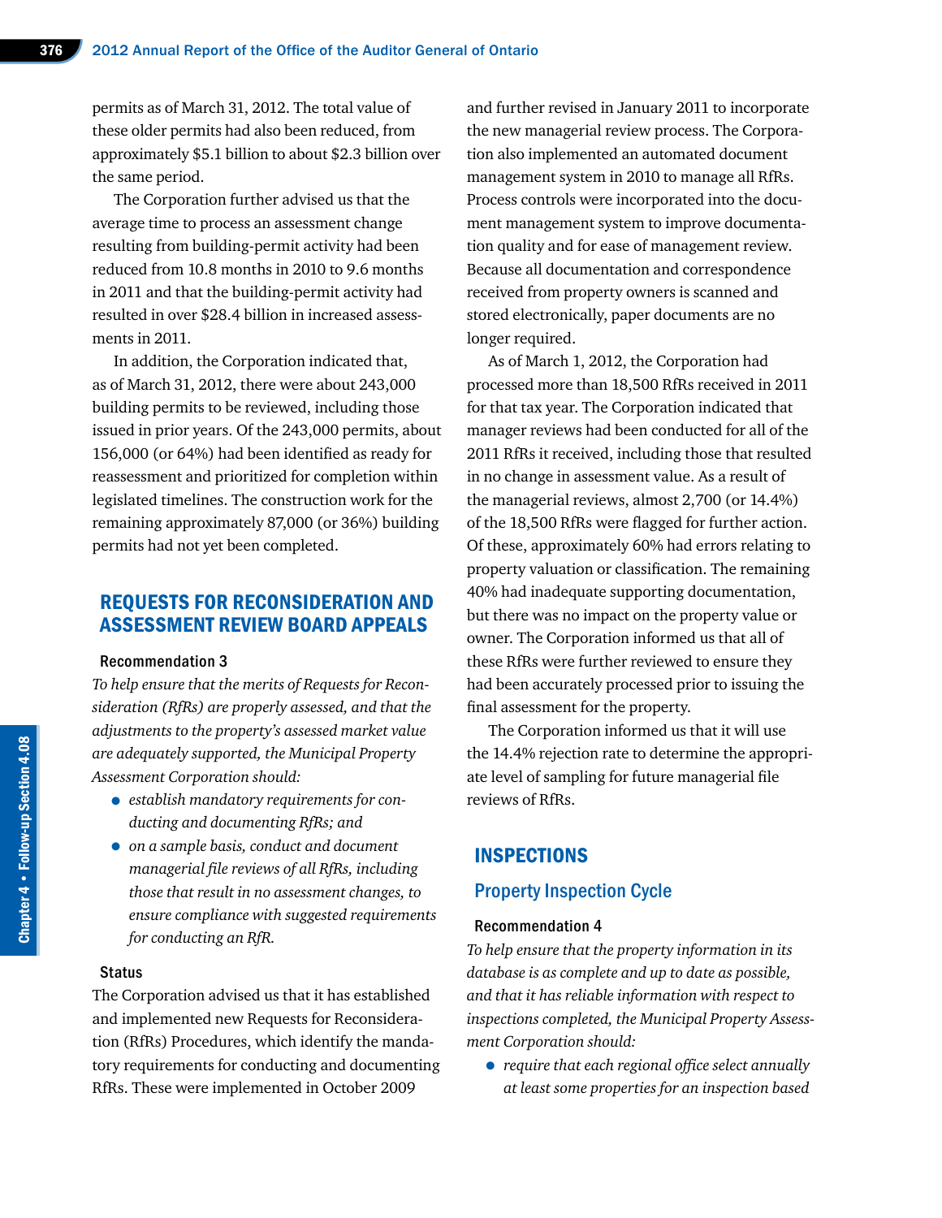permits as of March 31, 2012. The total value of these older permits had also been reduced, from approximately $5.1 billion to about $2.3 billion over the same period.

The Corporation further advised us that the average time to process an assessment change resulting from building-permit activity had been reduced from 10.8 months in 2010 to 9.6 months in 2011 and that the building-permit activity had resulted in over $28.4 billion in increased assessments in 2011.

In addition, the Corporation indicated that, as of March 31, 2012, there were about 243,000 building permits to be reviewed, including those issued in prior years. Of the 243,000 permits, about 156,000 (or 64%) had been identified as ready for reassessment and prioritized for completion within legislated timelines. The construction work for the remaining approximately 87,000 (or 36%) building permits had not yet been completed.

## REQUESTS FOR RECONSIDERATION AND ASSESSMENT REVIEW BOARD APPEALS

#### Recommendation 3

*To help ensure that the merits of Requests for Reconsideration (RfRs) are properly assessed, and that the adjustments to the property's assessed market value are adequately supported, the Municipal Property Assessment Corporation should:*

- *establish mandatory requirements for conducting and documenting RfRs; and*
- *on a sample basis, conduct and document managerial file reviews of all RfRs, including those that result in no assessment changes, to ensure compliance with suggested requirements for conducting an RfR.*

#### Status

The Corporation advised us that it has established and implemented new Requests for Reconsideration (RfRs) Procedures, which identify the mandatory requirements for conducting and documenting RfRs. These were implemented in October 2009 and further revised in January 2011 to incorporate the new managerial review process. The Corporation also implemented an automated document management system in 2010 to manage all RfRs. Process controls were incorporated into the document management system to improve documentation quality and for ease of management review. Because all documentation and correspondence received from property owners is scanned and stored electronically, paper documents are no longer required.

As of March 1, 2012, the Corporation had processed more than 18,500 RfRs received in 2011 for that tax year. The Corporation indicated that manager reviews had been conducted for all of the 2011 RfRs it received, including those that resulted in no change in assessment value. As a result of the managerial reviews, almost 2,700 (or 14.4%) of the 18,500 RfRs were flagged for further action. Of these, approximately 60% had errors relating to property valuation or classification. The remaining 40% had inadequate supporting documentation, but there was no impact on the property value or owner. The Corporation informed us that all of these RfRs were further reviewed to ensure they had been accurately processed prior to issuing the final assessment for the property.

The Corporation informed us that it will use the 14.4% rejection rate to determine the appropriate level of sampling for future managerial file reviews of RfRs.

## INSPECTIONS

### Property Inspection Cycle

#### Recommendation 4

*To help ensure that the property information in its database is as complete and up to date as possible, and that it has reliable information with respect to inspections completed, the Municipal Property Assessment Corporation should:*

- *require that each regional office select annually at least some properties for an inspection based*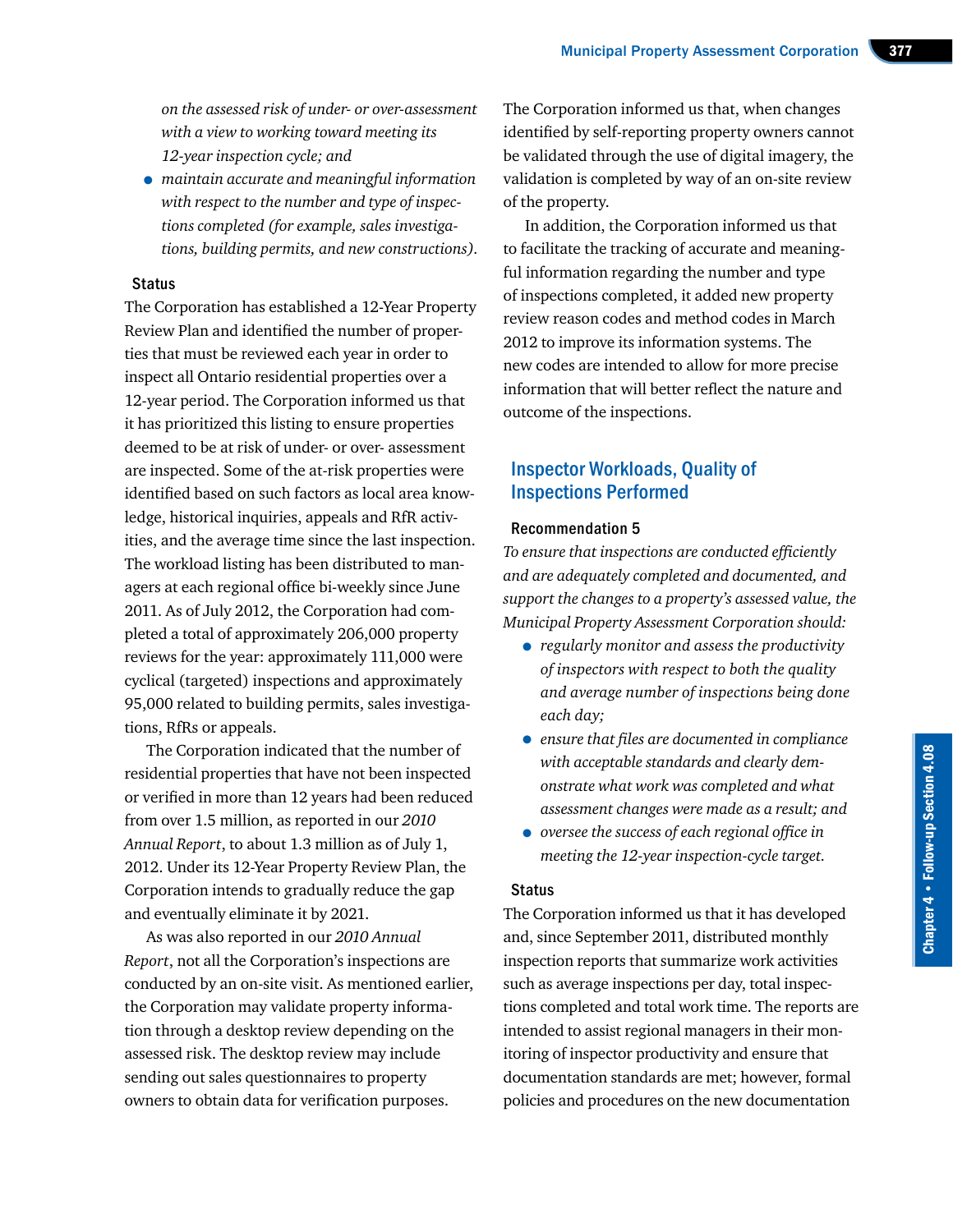*on the assessed risk of under- or over-assessment with a view to working toward meeting its 12-year inspection cycle; and*

- *maintain accurate and meaningful information with respect to the number and type of inspections completed (for example, sales investigations, building permits, and new constructions).*

#### Status

The Corporation has established a 12-Year Property Review Plan and identified the number of properties that must be reviewed each year in order to inspect all Ontario residential properties over a 12-year period. The Corporation informed us that it has prioritized this listing to ensure properties deemed to be at risk of under- or over- assessment are inspected. Some of the at-risk properties were identified based on such factors as local area knowledge, historical inquiries, appeals and RfR activities, and the average time since the last inspection. The workload listing has been distributed to managers at each regional office bi-weekly since June 2011. As of July 2012, the Corporation had completed a total of approximately 206,000 property reviews for the year: approximately 111,000 were cyclical (targeted) inspections and approximately 95,000 related to building permits, sales investigations, RfRs or appeals.

The Corporation indicated that the number of residential properties that have not been inspected or verified in more than 12 years had been reduced from over 1.5 million, as reported in our *2010 Annual Report*, to about 1.3 million as of July 1, 2012. Under its 12-Year Property Review Plan, the Corporation intends to gradually reduce the gap and eventually eliminate it by 2021.

As was also reported in our *2010 Annual Report*, not all the Corporation's inspections are conducted by an on-site visit. As mentioned earlier, the Corporation may validate property information through a desktop review depending on the assessed risk. The desktop review may include sending out sales questionnaires to property owners to obtain data for verification purposes.

The Corporation informed us that, when changes identified by self-reporting property owners cannot be validated through the use of digital imagery, the validation is completed by way of an on-site review of the property.

In addition, the Corporation informed us that to facilitate the tracking of accurate and meaningful information regarding the number and type of inspections completed, it added new property review reason codes and method codes in March 2012 to improve its information systems. The new codes are intended to allow for more precise information that will better reflect the nature and outcome of the inspections.

## Inspector Workloads, Quality of Inspections Performed

#### Recommendation 5

*To ensure that inspections are conducted efficiently and are adequately completed and documented, and support the changes to a property's assessed value, the Municipal Property Assessment Corporation should:*

- *regularly monitor and assess the productivity of inspectors with respect to both the quality and average number of inspections being done each day;*
- *ensure that files are documented in compliance with acceptable standards and clearly demonstrate what work was completed and what assessment changes were made as a result; and*
- *oversee the success of each regional office in meeting the 12-year inspection-cycle target.*

#### Status

The Corporation informed us that it has developed and, since September 2011, distributed monthly inspection reports that summarize work activities such as average inspections per day, total inspections completed and total work time. The reports are intended to assist regional managers in their monitoring of inspector productivity and ensure that documentation standards are met; however, formal policies and procedures on the new documentation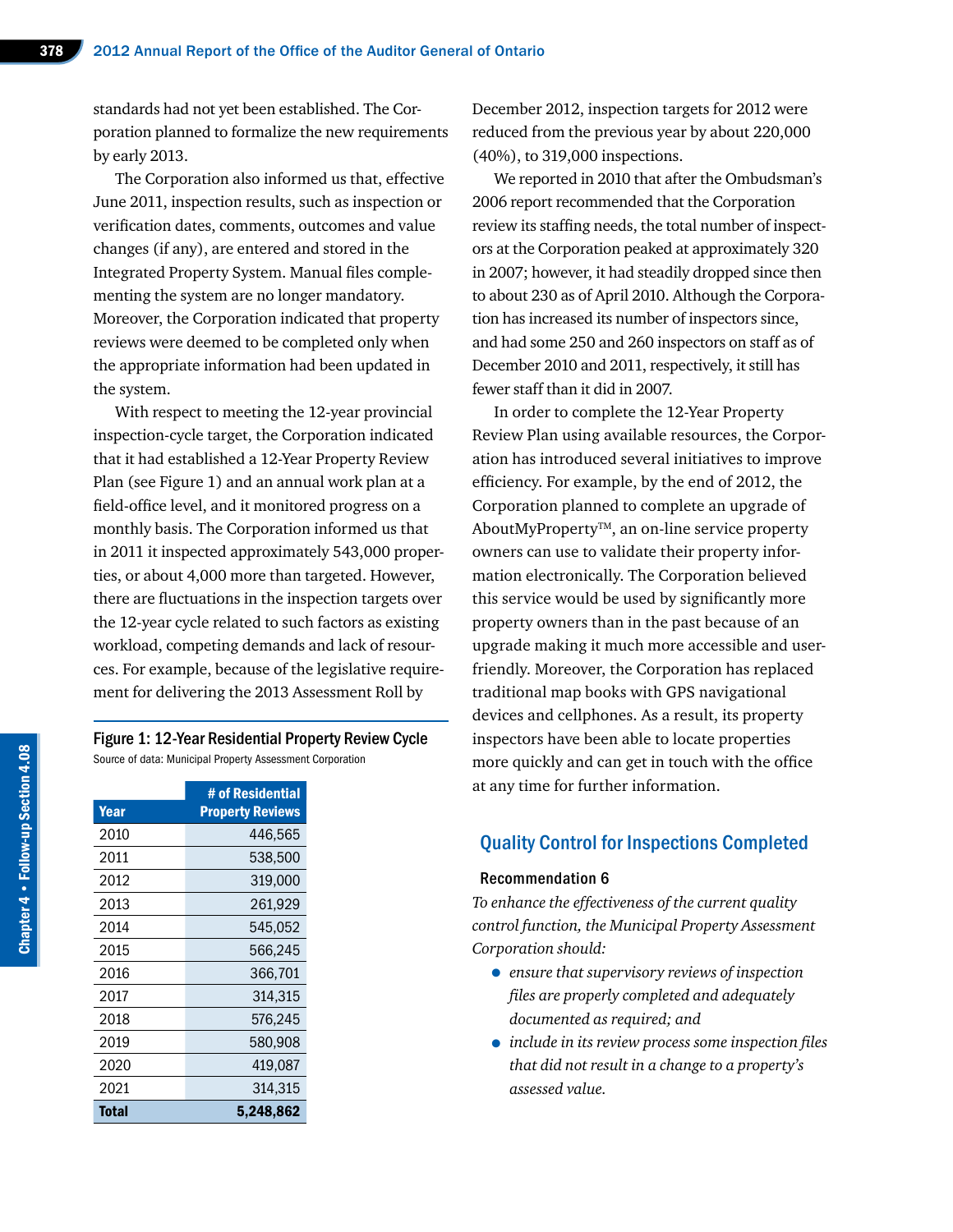standards had not yet been established. The Corporation planned to formalize the new requirements by early 2013.

The Corporation also informed us that, effective June 2011, inspection results, such as inspection or verification dates, comments, outcomes and value changes (if any), are entered and stored in the Integrated Property System. Manual files complementing the system are no longer mandatory. Moreover, the Corporation indicated that property reviews were deemed to be completed only when the appropriate information had been updated in the system.

With respect to meeting the 12-year provincial inspection-cycle target, the Corporation indicated that it had established a 12-Year Property Review Plan (see Figure 1) and an annual work plan at a field-office level, and it monitored progress on a monthly basis. The Corporation informed us that in 2011 it inspected approximately 543,000 properties, or about 4,000 more than targeted. However, there are fluctuations in the inspection targets over the 12-year cycle related to such factors as existing workload, competing demands and lack of resources. For example, because of the legislative requirement for delivering the 2013 Assessment Roll by December 2012, inspection targets for 2012 were reduced from the previous year by about 220,000 (40%), to 319,000 inspections.

**Figure 1: 12-Year Residential Property Review Cycle**

Source of data: Municipal Property Assessment Corporation

| Year | # of Residential Property Reviews |
|---|---:|
| 2010 | 446,565 |
| 2011 | 538,500 |
| 2012 | 319,000 |
| 2013 | 261,929 |
| 2014 | 545,052 |
| 2015 | 566,245 |
| 2016 | 366,701 |
| 2017 | 314,315 |
| 2018 | 576,245 |
| 2019 | 580,908 |
| 2020 | 419,087 |
| 2021 | 314,315 |
| **Total** | **5,248,862** |

We reported in 2010 that after the Ombudsman's 2006 report recommended that the Corporation review its staffing needs, the total number of inspectors at the Corporation peaked at approximately 320 in 2007; however, it had steadily dropped since then to about 230 as of April 2010. Although the Corporation has increased its number of inspectors since, and had some 250 and 260 inspectors on staff as of December 2010 and 2011, respectively, it still has fewer staff than it did in 2007.

In order to complete the 12-Year Property Review Plan using available resources, the Corporation has introduced several initiatives to improve efficiency. For example, by the end of 2012, the Corporation planned to complete an upgrade of AboutMyProperty™, an on-line service property owners can use to validate their property information electronically. The Corporation believed this service would be used by significantly more property owners than in the past because of an upgrade making it much more accessible and user-friendly. Moreover, the Corporation has replaced traditional map books with GPS navigational devices and cellphones. As a result, its property inspectors have been able to locate properties more quickly and can get in touch with the office at any time for further information.

## Quality Control for Inspections Completed

### Recommendation 6

*To enhance the effectiveness of the current quality control function, the Municipal Property Assessment Corporation should:*

- *ensure that supervisory reviews of inspection files are properly completed and adequately documented as required; and*
- *include in its review process some inspection files that did not result in a change to a property's assessed value.*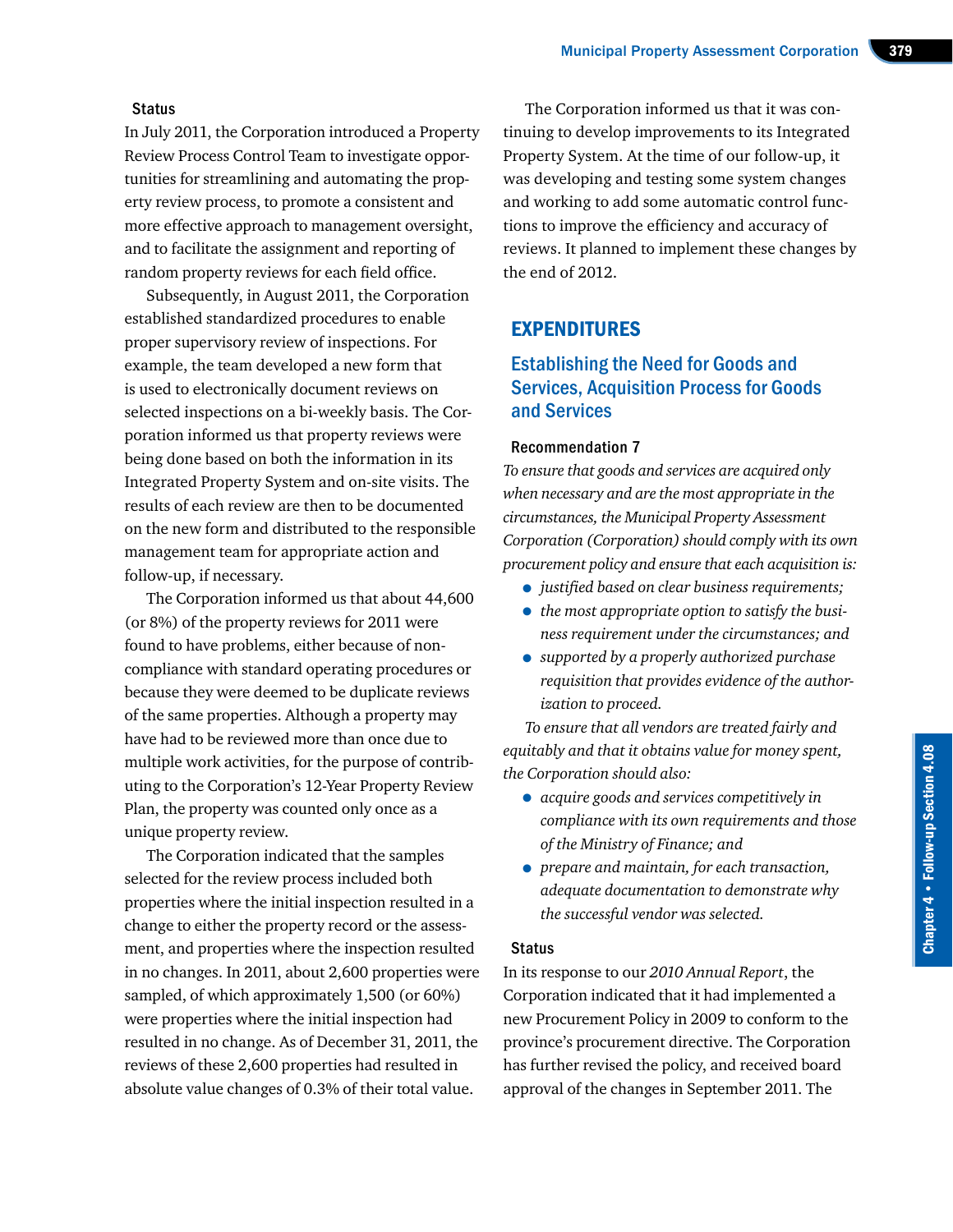#### Status

In July 2011, the Corporation introduced a Property Review Process Control Team to investigate opportunities for streamlining and automating the property review process, to promote a consistent and more effective approach to management oversight, and to facilitate the assignment and reporting of random property reviews for each field office.

Subsequently, in August 2011, the Corporation established standardized procedures to enable proper supervisory review of inspections. For example, the team developed a new form that is used to electronically document reviews on selected inspections on a bi-weekly basis. The Corporation informed us that property reviews were being done based on both the information in its Integrated Property System and on-site visits. The results of each review are then to be documented on the new form and distributed to the responsible management team for appropriate action and follow-up, if necessary.

The Corporation informed us that about 44,600 (or 8%) of the property reviews for 2011 were found to have problems, either because of non-compliance with standard operating procedures or because they were deemed to be duplicate reviews of the same properties. Although a property may have had to be reviewed more than once due to multiple work activities, for the purpose of contributing to the Corporation's 12-Year Property Review Plan, the property was counted only once as a unique property review.

The Corporation indicated that the samples selected for the review process included both properties where the initial inspection resulted in a change to either the property record or the assessment, and properties where the inspection resulted in no changes. In 2011, about 2,600 properties were sampled, of which approximately 1,500 (or 60%) were properties where the initial inspection had resulted in no change. As of December 31, 2011, the reviews of these 2,600 properties had resulted in absolute value changes of 0.3% of their total value.

The Corporation informed us that it was continuing to develop improvements to its Integrated Property System. At the time of our follow-up, it was developing and testing some system changes and working to add some automatic control functions to improve the efficiency and accuracy of reviews. It planned to implement these changes by the end of 2012.

## EXPENDITURES

### Establishing the Need for Goods and Services, Acquisition Process for Goods and Services

#### Recommendation 7

*To ensure that goods and services are acquired only when necessary and are the most appropriate in the circumstances, the Municipal Property Assessment Corporation (Corporation) should comply with its own procurement policy and ensure that each acquisition is:*

- *justified based on clear business requirements;*
- *the most appropriate option to satisfy the business requirement under the circumstances; and*
- *supported by a properly authorized purchase requisition that provides evidence of the authorization to proceed.*

*To ensure that all vendors are treated fairly and equitably and that it obtains value for money spent, the Corporation should also:*

- *acquire goods and services competitively in compliance with its own requirements and those of the Ministry of Finance; and*
- *prepare and maintain, for each transaction, adequate documentation to demonstrate why the successful vendor was selected.*

#### Status

In its response to our *2010 Annual Report*, the Corporation indicated that it had implemented a new Procurement Policy in 2009 to conform to the province's procurement directive. The Corporation has further revised the policy, and received board approval of the changes in September 2011. The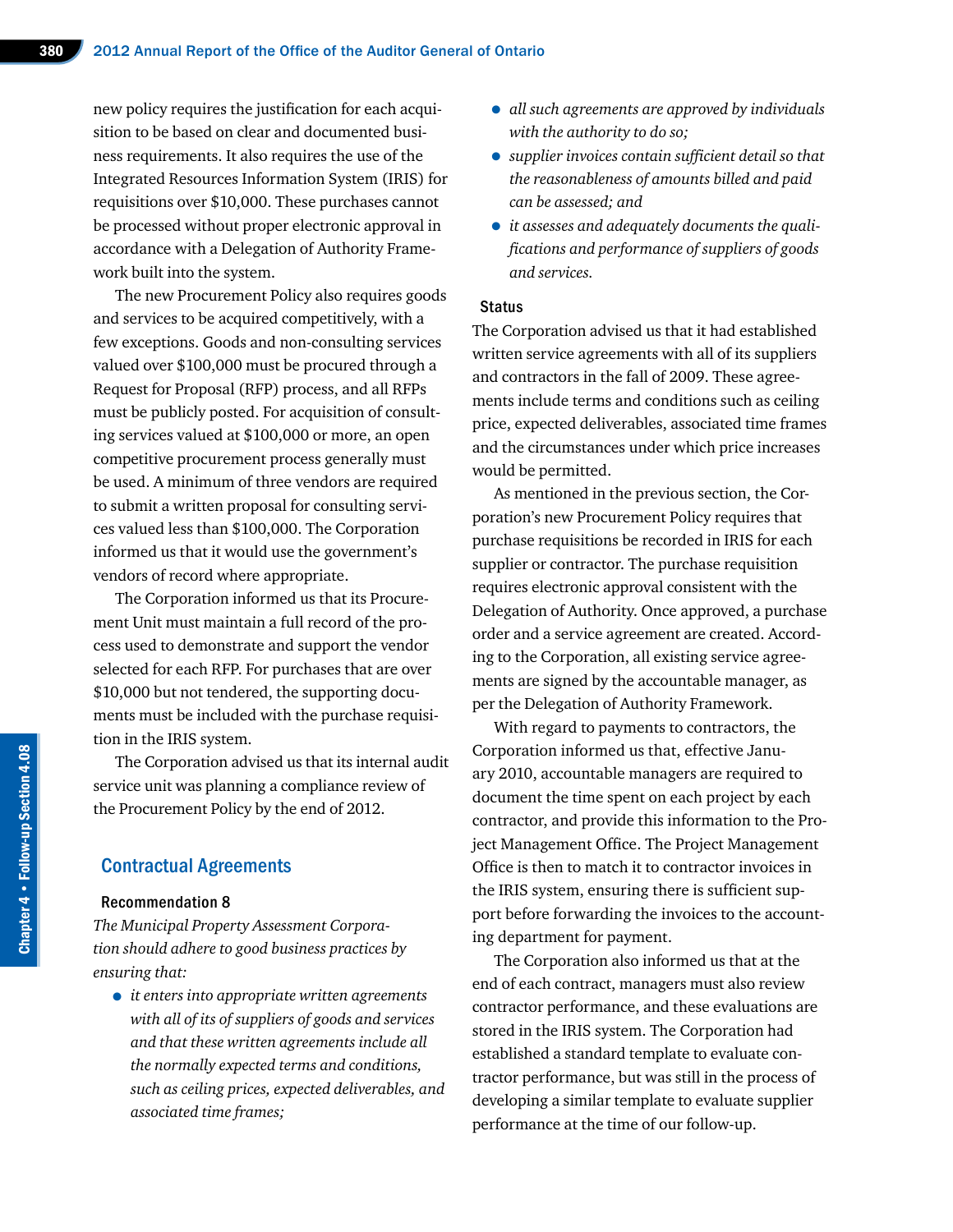new policy requires the justification for each acquisition to be based on clear and documented business requirements. It also requires the use of the Integrated Resources Information System (IRIS) for requisitions over $10,000. These purchases cannot be processed without proper electronic approval in accordance with a Delegation of Authority Framework built into the system.

The new Procurement Policy also requires goods and services to be acquired competitively, with a few exceptions. Goods and non-consulting services valued over $100,000 must be procured through a Request for Proposal (RFP) process, and all RFPs must be publicly posted. For acquisition of consulting services valued at $100,000 or more, an open competitive procurement process generally must be used. A minimum of three vendors are required to submit a written proposal for consulting services valued less than $100,000. The Corporation informed us that it would use the government's vendors of record where appropriate.

The Corporation informed us that its Procurement Unit must maintain a full record of the process used to demonstrate and support the vendor selected for each RFP. For purchases that are over $10,000 but not tendered, the supporting documents must be included with the purchase requisition in the IRIS system.

The Corporation advised us that its internal audit service unit was planning a compliance review of the Procurement Policy by the end of 2012.

## Contractual Agreements

### Recommendation 8

*The Municipal Property Assessment Corporation should adhere to good business practices by ensuring that:*

- *it enters into appropriate written agreements with all of its suppliers of goods and services and that these written agreements include all the normally expected terms and conditions, such as ceiling prices, expected deliverables, and associated time frames;*
- *all such agreements are approved by individuals with the authority to do so;*
- *supplier invoices contain sufficient detail so that the reasonableness of amounts billed and paid can be assessed; and*
- *it assesses and adequately documents the qualifications and performance of suppliers of goods and services.*

### Status

The Corporation advised us that it had established written service agreements with all of its suppliers and contractors in the fall of 2009. These agreements include terms and conditions such as ceiling price, expected deliverables, associated time frames and the circumstances under which price increases would be permitted.

As mentioned in the previous section, the Corporation's new Procurement Policy requires that purchase requisitions be recorded in IRIS for each supplier or contractor. The purchase requisition requires electronic approval consistent with the Delegation of Authority. Once approved, a purchase order and a service agreement are created. According to the Corporation, all existing service agreements are signed by the accountable manager, as per the Delegation of Authority Framework.

With regard to payments to contractors, the Corporation informed us that, effective January 2010, accountable managers are required to document the time spent on each project by each contractor, and provide this information to the Project Management Office. The Project Management Office is then to match it to contractor invoices in the IRIS system, ensuring there is sufficient support before forwarding the invoices to the accounting department for payment.

The Corporation also informed us that at the end of each contract, managers must also review contractor performance, and these evaluations are stored in the IRIS system. The Corporation had established a standard template to evaluate contractor performance, but was still in the process of developing a similar template to evaluate supplier performance at the time of our follow-up.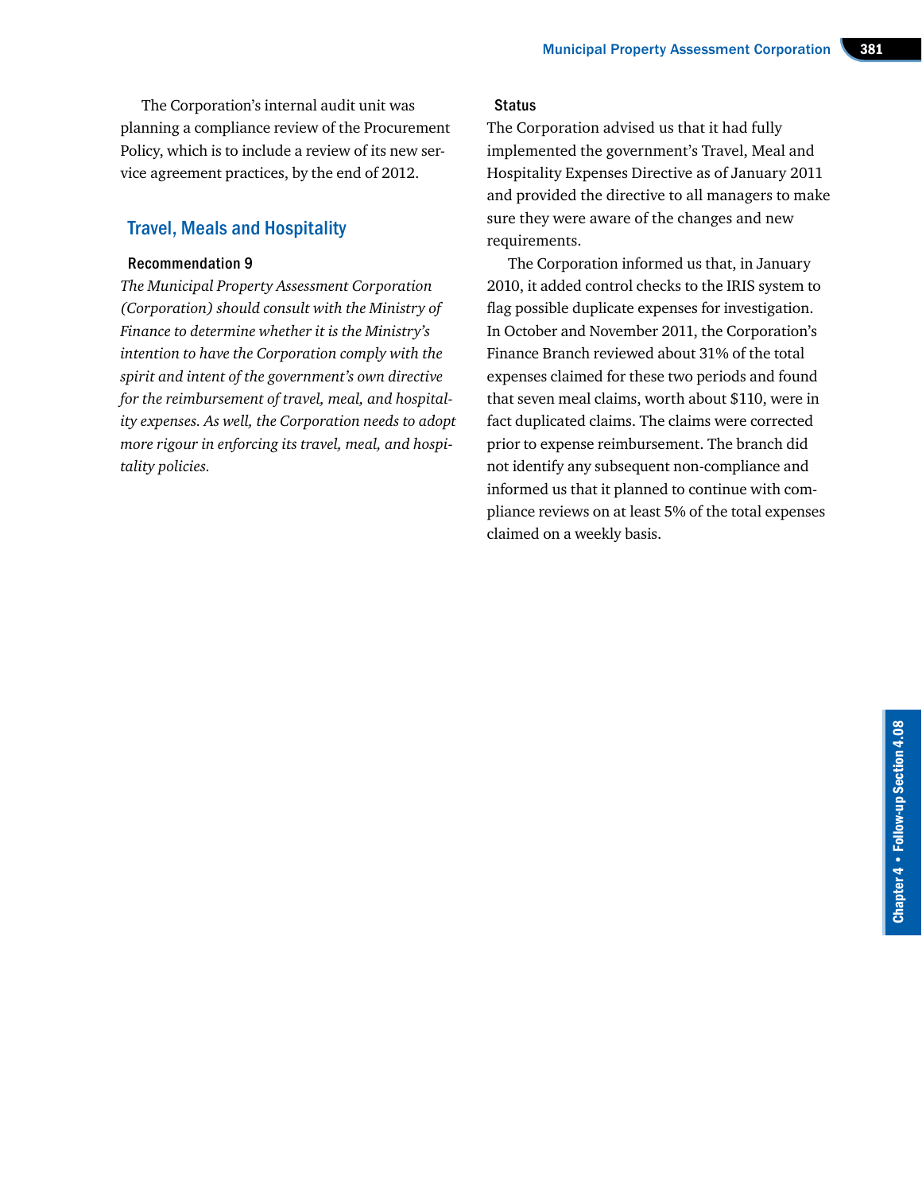The Corporation's internal audit unit was planning a compliance review of the Procurement Policy, which is to include a review of its new service agreement practices, by the end of 2012.

## Travel, Meals and Hospitality

#### Recommendation 9

*The Municipal Property Assessment Corporation (Corporation) should consult with the Ministry of Finance to determine whether it is the Ministry's intention to have the Corporation comply with the spirit and intent of the government's own directive for the reimbursement of travel, meal, and hospitality expenses. As well, the Corporation needs to adopt more rigour in enforcing its travel, meal, and hospitality policies.*

#### Status

The Corporation advised us that it had fully implemented the government's Travel, Meal and Hospitality Expenses Directive as of January 2011 and provided the directive to all managers to make sure they were aware of the changes and new requirements.

The Corporation informed us that, in January 2010, it added control checks to the IRIS system to flag possible duplicate expenses for investigation. In October and November 2011, the Corporation's Finance Branch reviewed about 31% of the total expenses claimed for these two periods and found that seven meal claims, worth about $110, were in fact duplicated claims. The claims were corrected prior to expense reimbursement. The branch did not identify any subsequent non-compliance and informed us that it planned to continue with compliance reviews on at least 5% of the total expenses claimed on a weekly basis.